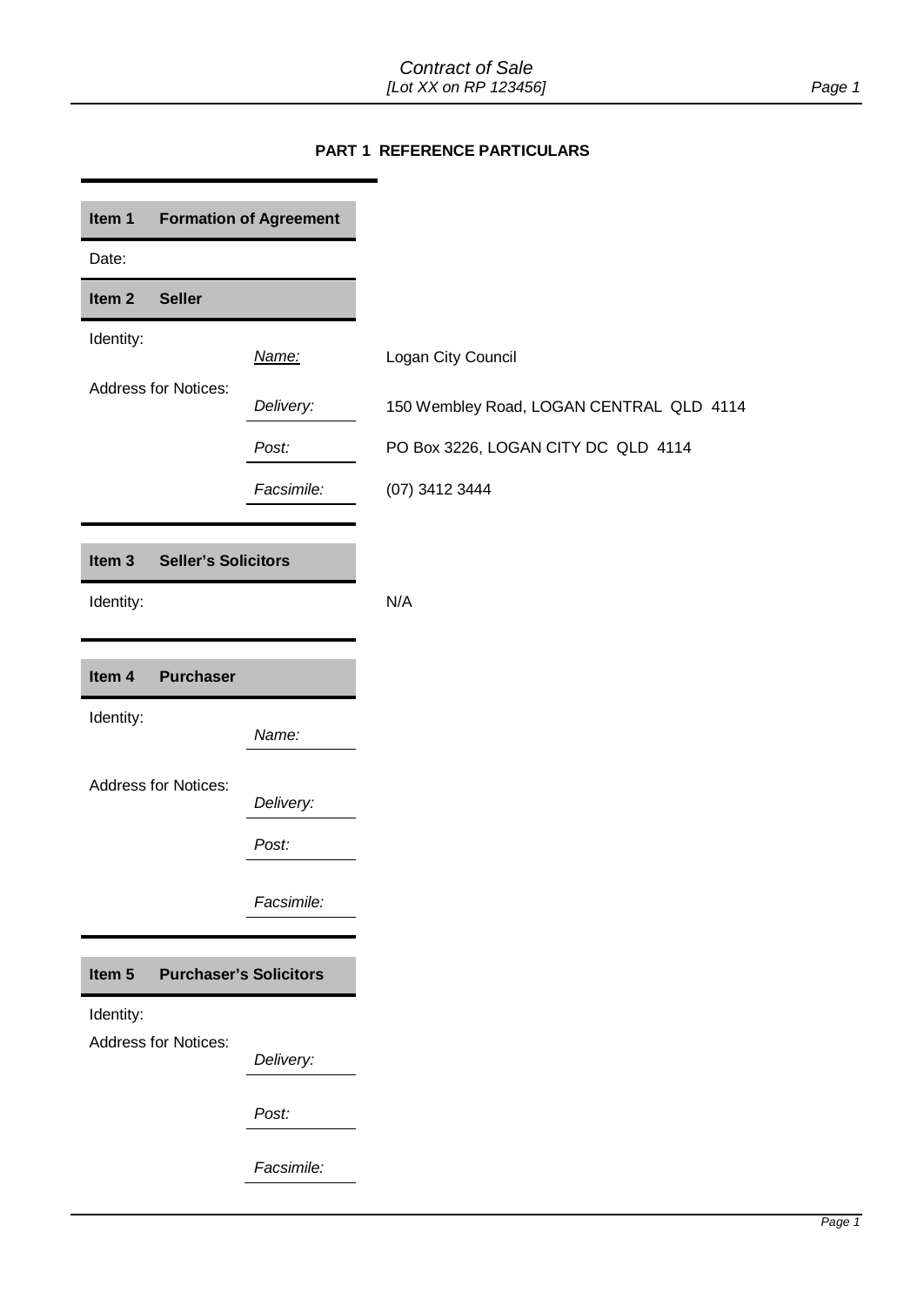## PART 1 REFERENCE PARTICULARS

**Item 1 Formation of Agreement**

Date:

**Item 2 Seller**

| | | |
|---|---|---|
| Identity: | *Name:* | Logan City Council |
| Address for Notices: | *Delivery:* | 150 Wembley Road, LOGAN CENTRAL QLD 4114 |
| | *Post:* | PO Box 3226, LOGAN CITY DC QLD 4114 |
| | *Facsimile:* | (07) 3412 3444 |

**Item 3 Seller's Solicitors**

Identity: N/A

**Item 4 Purchaser**

| | | |
|---|---|---|
| Identity: | *Name:* | |
| Address for Notices: | *Delivery:* | |
| | *Post:* | |
| | *Facsimile:* | |

**Item 5 Purchaser's Solicitors**

| | | |
|---|---|---|
| Identity: | | |
| Address for Notices: | *Delivery:* | |
| | *Post:* | |
| | *Facsimile:* | |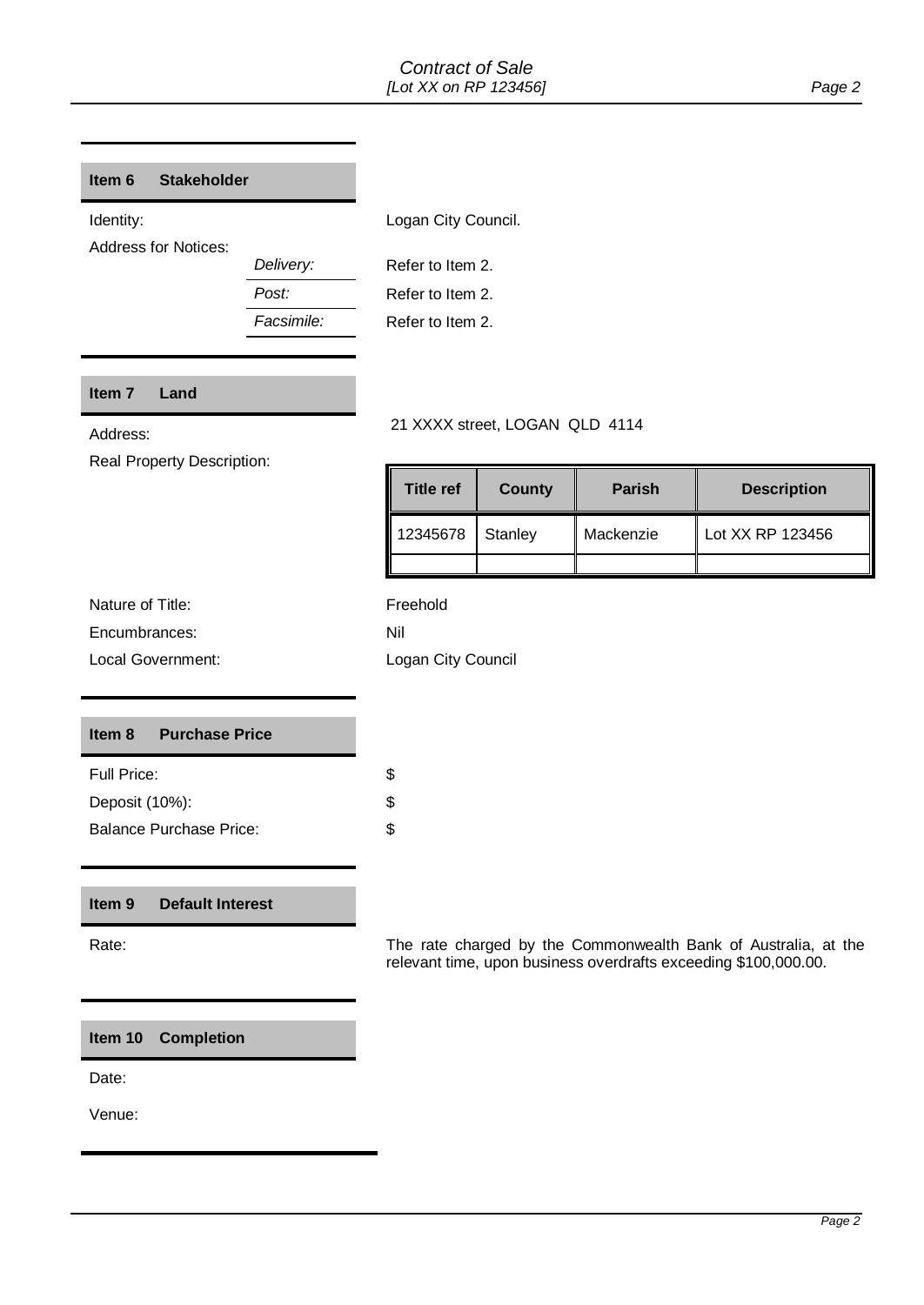## Item 6 Stakeholder

Identity: Logan City Council.

Address for Notices:

*Delivery:* Refer to Item 2.

*Post:* Refer to Item 2.

*Facsimile:* Refer to Item 2.

## Item 7 Land

Address: 21 XXXX street, LOGAN QLD 4114

Real Property Description:

| Title ref | County | Parish | Description |
|---|---|---|---|
| 12345678 | Stanley | Mackenzie | Lot XX RP 123456 |
| | | | |

Nature of Title: Freehold

Encumbrances: Nil

Local Government: Logan City Council

## Item 8 Purchase Price

Full Price: $

Deposit (10%): $

Balance Purchase Price: $

## Item 9 Default Interest

Rate: The rate charged by the Commonwealth Bank of Australia, at the relevant time, upon business overdrafts exceeding $100,000.00.

## Item 10 Completion

Date:

Venue: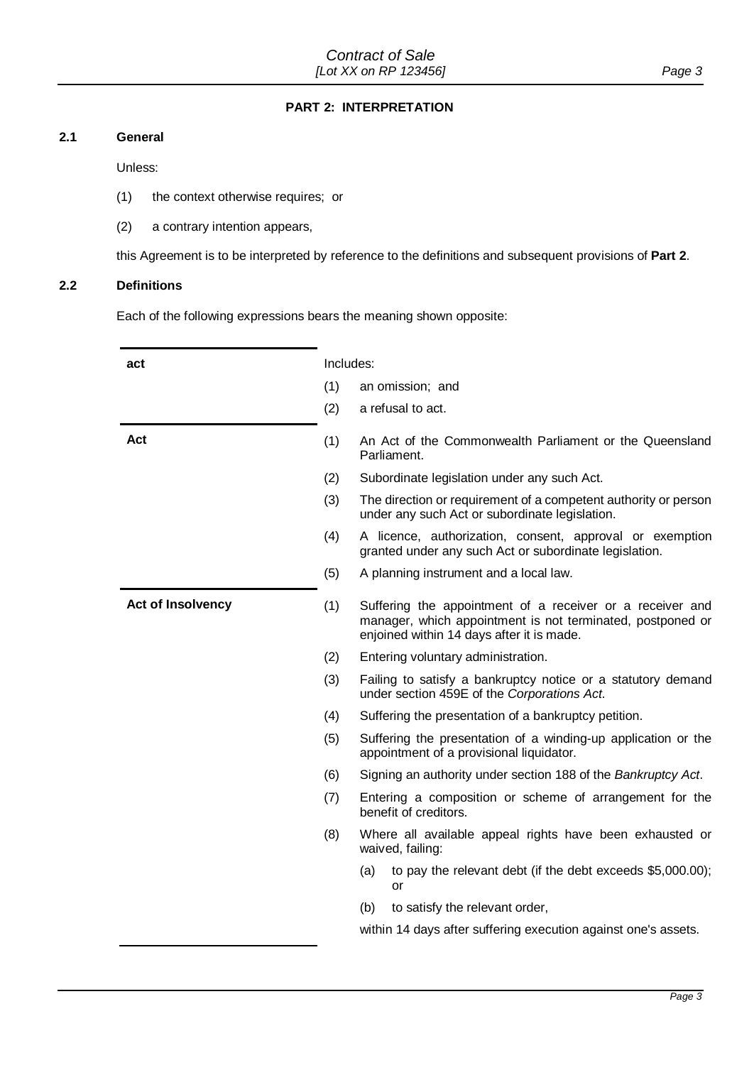## PART 2: INTERPRETATION

### 2.1 General

Unless:

(1) the context otherwise requires; or

(2) a contrary intention appears,

this Agreement is to be interpreted by reference to the definitions and subsequent provisions of **Part 2**.

### 2.2 Definitions

Each of the following expressions bears the meaning shown opposite:

**act**

Includes:

(1) an omission; and

(2) a refusal to act.

**Act**

(1) An Act of the Commonwealth Parliament or the Queensland Parliament.

(2) Subordinate legislation under any such Act.

(3) The direction or requirement of a competent authority or person under any such Act or subordinate legislation.

(4) A licence, authorization, consent, approval or exemption granted under any such Act or subordinate legislation.

(5) A planning instrument and a local law.

**Act of Insolvency**

(1) Suffering the appointment of a receiver or a receiver and manager, which appointment is not terminated, postponed or enjoined within 14 days after it is made.

(2) Entering voluntary administration.

(3) Failing to satisfy a bankruptcy notice or a statutory demand under section 459E of the *Corporations Act*.

(4) Suffering the presentation of a bankruptcy petition.

(5) Suffering the presentation of a winding-up application or the appointment of a provisional liquidator.

(6) Signing an authority under section 188 of the *Bankruptcy Act*.

(7) Entering a composition or scheme of arrangement for the benefit of creditors.

(8) Where all available appeal rights have been exhausted or waived, failing:

   (a) to pay the relevant debt (if the debt exceeds $5,000.00); or

   (b) to satisfy the relevant order,

   within 14 days after suffering execution against one's assets.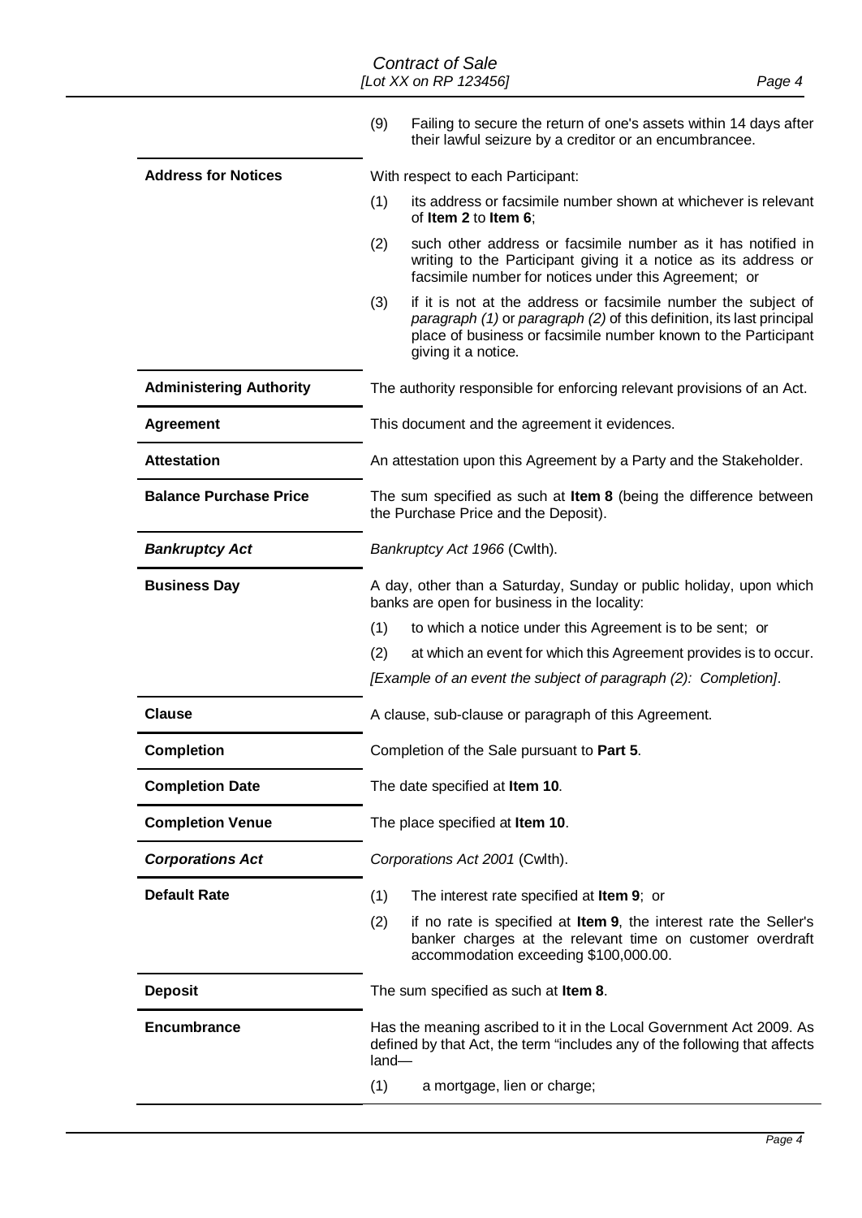|  |  |
|---|---|
|  | (9) Failing to secure the return of one's assets within 14 days after their lawful seizure by a creditor or an encumbrancee. |
| **Address for Notices** | With respect to each Participant:<br>(1) its address or facsimile number shown at whichever is relevant of **Item 2** to **Item 6**;<br>(2) such other address or facsimile number as it has notified in writing to the Participant giving it a notice as its address or facsimile number for notices under this Agreement; or<br>(3) if it is not at the address or facsimile number the subject of *paragraph (1)* or *paragraph (2)* of this definition, its last principal place of business or facsimile number known to the Participant giving it a notice. |
| **Administering Authority** | The authority responsible for enforcing relevant provisions of an Act. |
| **Agreement** | This document and the agreement it evidences. |
| **Attestation** | An attestation upon this Agreement by a Party and the Stakeholder. |
| **Balance Purchase Price** | The sum specified as such at **Item 8** (being the difference between the Purchase Price and the Deposit). |
| ***Bankruptcy Act*** | *Bankruptcy Act 1966* (Cwlth). |
| **Business Day** | A day, other than a Saturday, Sunday or public holiday, upon which banks are open for business in the locality:<br>(1) to which a notice under this Agreement is to be sent; or<br>(2) at which an event for which this Agreement provides is to occur.<br>*[Example of an event the subject of paragraph (2): Completion]*. |
| **Clause** | A clause, sub-clause or paragraph of this Agreement. |
| **Completion** | Completion of the Sale pursuant to **Part 5**. |
| **Completion Date** | The date specified at **Item 10**. |
| **Completion Venue** | The place specified at **Item 10**. |
| ***Corporations Act*** | *Corporations Act 2001* (Cwlth). |
| **Default Rate** | (1) The interest rate specified at **Item 9**; or<br>(2) if no rate is specified at **Item 9**, the interest rate the Seller's banker charges at the relevant time on customer overdraft accommodation exceeding $100,000.00. |
| **Deposit** | The sum specified as such at **Item 8**. |
| **Encumbrance** | Has the meaning ascribed to it in the Local Government Act 2009. As defined by that Act, the term "includes any of the following that affects land—<br>(1) a mortgage, lien or charge; |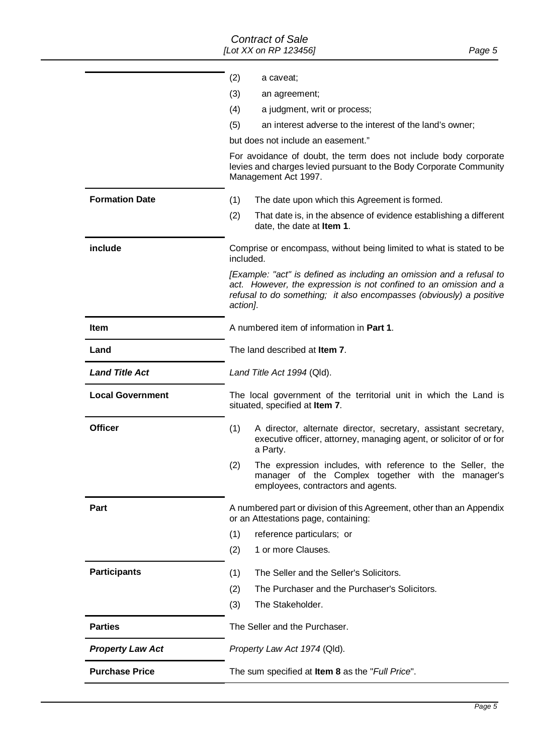| | |
|---|---|
| | (2) a caveat;<br>(3) an agreement;<br>(4) a judgment, writ or process;<br>(5) an interest adverse to the interest of the land's owner;<br>but does not include an easement."<br>For avoidance of doubt, the term does not include body corporate levies and charges levied pursuant to the Body Corporate Community Management Act 1997. |
| **Formation Date** | (1) The date upon which this Agreement is formed.<br>(2) That date is, in the absence of evidence establishing a different date, the date at **Item 1**. |
| **include** | Comprise or encompass, without being limited to what is stated to be included.<br>*[Example: "act" is defined as including an omission and a refusal to act. However, the expression is not confined to an omission and a refusal to do something; it also encompasses (obviously) a positive action]*. |
| **Item** | A numbered item of information in **Part 1**. |
| **Land** | The land described at **Item 7**. |
| ***Land Title Act*** | *Land Title Act 1994* (Qld). |
| **Local Government** | The local government of the territorial unit in which the Land is situated, specified at **Item 7**. |
| **Officer** | (1) A director, alternate director, secretary, assistant secretary, executive officer, attorney, managing agent, or solicitor of or for a Party.<br>(2) The expression includes, with reference to the Seller, the manager of the Complex together with the manager's employees, contractors and agents. |
| **Part** | A numbered part or division of this Agreement, other than an Appendix or an Attestations page, containing:<br>(1) reference particulars; or<br>(2) 1 or more Clauses. |
| **Participants** | (1) The Seller and the Seller's Solicitors.<br>(2) The Purchaser and the Purchaser's Solicitors.<br>(3) The Stakeholder. |
| **Parties** | The Seller and the Purchaser. |
| ***Property Law Act*** | *Property Law Act 1974* (Qld). |
| **Purchase Price** | The sum specified at **Item 8** as the "*Full Price*". |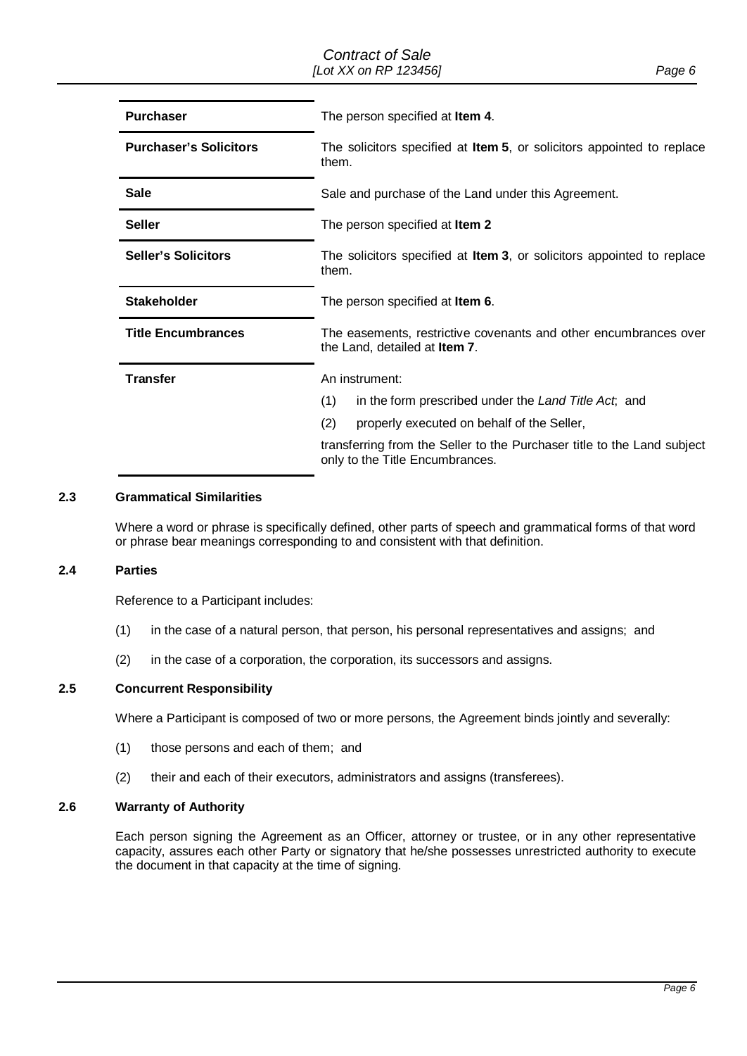| | |
|---|---|
| **Purchaser** | The person specified at **Item 4**. |
| **Purchaser's Solicitors** | The solicitors specified at **Item 5**, or solicitors appointed to replace them. |
| **Sale** | Sale and purchase of the Land under this Agreement. |
| **Seller** | The person specified at **Item 2** |
| **Seller's Solicitors** | The solicitors specified at **Item 3**, or solicitors appointed to replace them. |
| **Stakeholder** | The person specified at **Item 6**. |
| **Title Encumbrances** | The easements, restrictive covenants and other encumbrances over the Land, detailed at **Item 7**. |
| **Transfer** | An instrument: (1) in the form prescribed under the *Land Title Act*; and (2) properly executed on behalf of the Seller, transferring from the Seller to the Purchaser title to the Land subject only to the Title Encumbrances. |

### 2.3 Grammatical Similarities

Where a word or phrase is specifically defined, other parts of speech and grammatical forms of that word or phrase bear meanings corresponding to and consistent with that definition.

### 2.4 Parties

Reference to a Participant includes:

(1) in the case of a natural person, that person, his personal representatives and assigns; and

(2) in the case of a corporation, the corporation, its successors and assigns.

### 2.5 Concurrent Responsibility

Where a Participant is composed of two or more persons, the Agreement binds jointly and severally:

(1) those persons and each of them; and

(2) their and each of their executors, administrators and assigns (transferees).

### 2.6 Warranty of Authority

Each person signing the Agreement as an Officer, attorney or trustee, or in any other representative capacity, assures each other Party or signatory that he/she possesses unrestricted authority to execute the document in that capacity at the time of signing.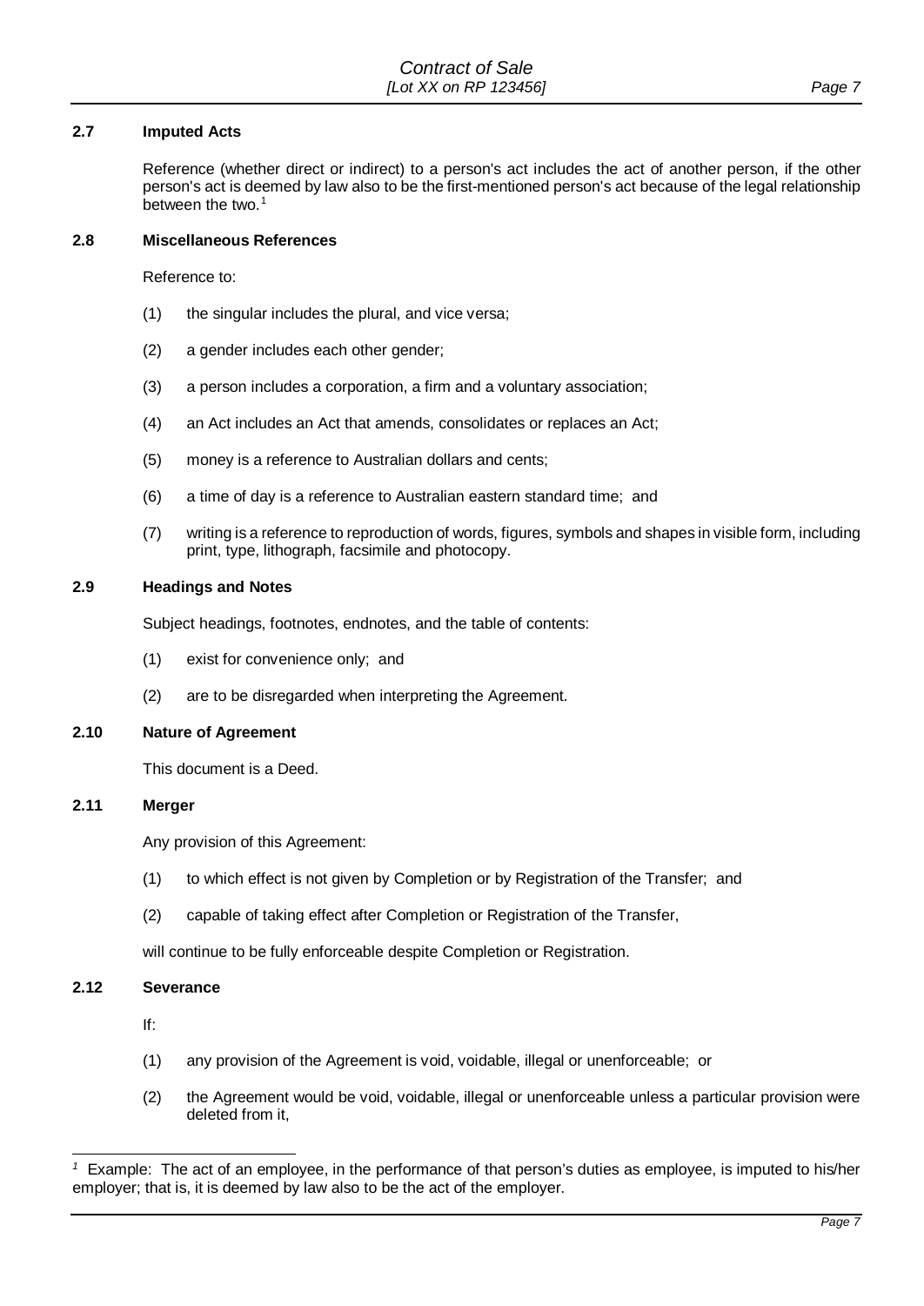### 2.7 Imputed Acts

Reference (whether direct or indirect) to a person's act includes the act of another person, if the other person's act is deemed by law also to be the first-mentioned person's act because of the legal relationship between the two.[1]

### 2.8 Miscellaneous References

Reference to:

(1) the singular includes the plural, and vice versa;

(2) a gender includes each other gender;

(3) a person includes a corporation, a firm and a voluntary association;

(4) an Act includes an Act that amends, consolidates or replaces an Act;

(5) money is a reference to Australian dollars and cents;

(6) a time of day is a reference to Australian eastern standard time; and

(7) writing is a reference to reproduction of words, figures, symbols and shapes in visible form, including print, type, lithograph, facsimile and photocopy.

### 2.9 Headings and Notes

Subject headings, footnotes, endnotes, and the table of contents:

(1) exist for convenience only; and

(2) are to be disregarded when interpreting the Agreement.

### 2.10 Nature of Agreement

This document is a Deed.

### 2.11 Merger

Any provision of this Agreement:

(1) to which effect is not given by Completion or by Registration of the Transfer; and

(2) capable of taking effect after Completion or Registration of the Transfer,

will continue to be fully enforceable despite Completion or Registration.

### 2.12 Severance

If:

(1) any provision of the Agreement is void, voidable, illegal or unenforceable; or

(2) the Agreement would be void, voidable, illegal or unenforceable unless a particular provision were deleted from it,

---

[1] Example: The act of an employee, in the performance of that person's duties as employee, is imputed to his/her employer; that is, it is deemed by law also to be the act of the employer.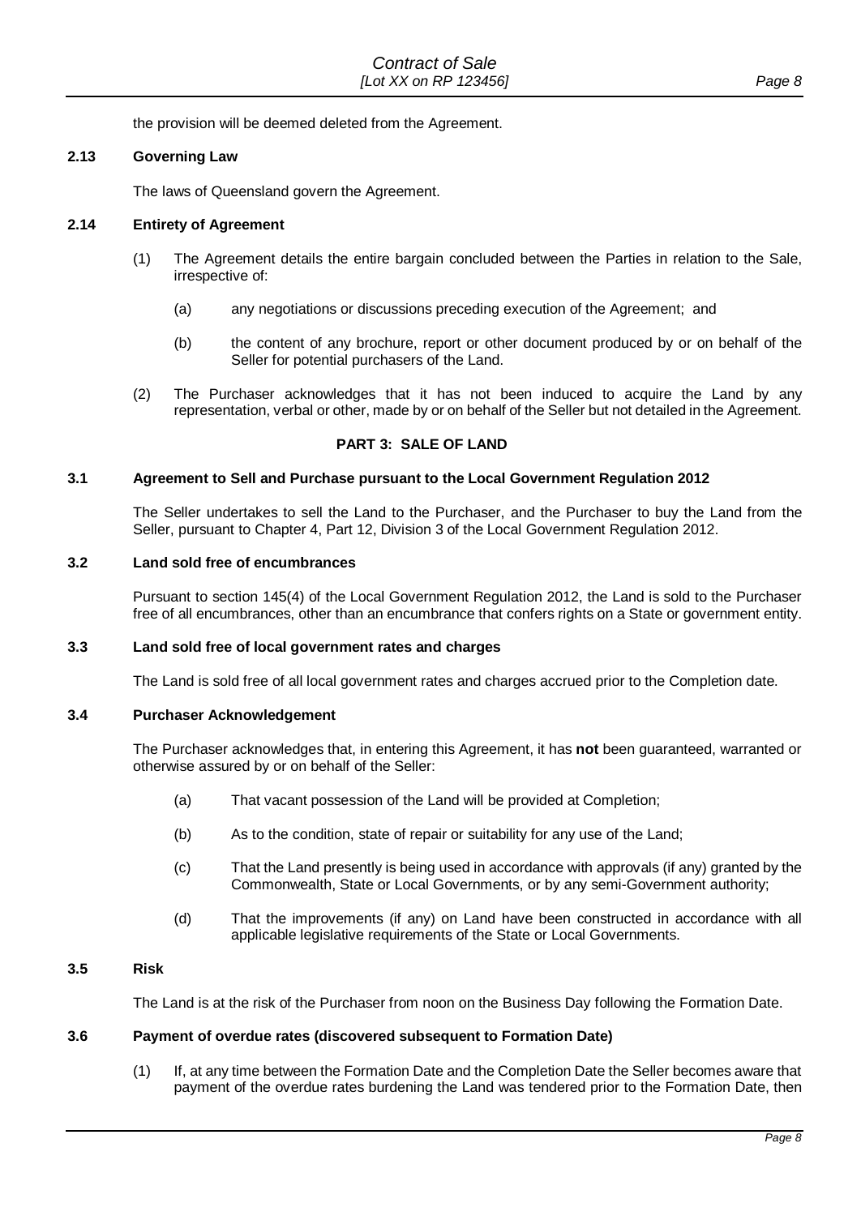the provision will be deemed deleted from the Agreement.

### 2.13 Governing Law

The laws of Queensland govern the Agreement.

### 2.14 Entirety of Agreement

(1) The Agreement details the entire bargain concluded between the Parties in relation to the Sale, irrespective of:

  (a) any negotiations or discussions preceding execution of the Agreement; and

  (b) the content of any brochure, report or other document produced by or on behalf of the Seller for potential purchasers of the Land.

(2) The Purchaser acknowledges that it has not been induced to acquire the Land by any representation, verbal or other, made by or on behalf of the Seller but not detailed in the Agreement.

## PART 3: SALE OF LAND

### 3.1 Agreement to Sell and Purchase pursuant to the Local Government Regulation 2012

The Seller undertakes to sell the Land to the Purchaser, and the Purchaser to buy the Land from the Seller, pursuant to Chapter 4, Part 12, Division 3 of the Local Government Regulation 2012.

### 3.2 Land sold free of encumbrances

Pursuant to section 145(4) of the Local Government Regulation 2012, the Land is sold to the Purchaser free of all encumbrances, other than an encumbrance that confers rights on a State or government entity.

### 3.3 Land sold free of local government rates and charges

The Land is sold free of all local government rates and charges accrued prior to the Completion date.

### 3.4 Purchaser Acknowledgement

The Purchaser acknowledges that, in entering this Agreement, it has **not** been guaranteed, warranted or otherwise assured by or on behalf of the Seller:

  (a) That vacant possession of the Land will be provided at Completion;

  (b) As to the condition, state of repair or suitability for any use of the Land;

  (c) That the Land presently is being used in accordance with approvals (if any) granted by the Commonwealth, State or Local Governments, or by any semi-Government authority;

  (d) That the improvements (if any) on Land have been constructed in accordance with all applicable legislative requirements of the State or Local Governments.

### 3.5 Risk

The Land is at the risk of the Purchaser from noon on the Business Day following the Formation Date.

### 3.6 Payment of overdue rates (discovered subsequent to Formation Date)

(1) If, at any time between the Formation Date and the Completion Date the Seller becomes aware that payment of the overdue rates burdening the Land was tendered prior to the Formation Date, then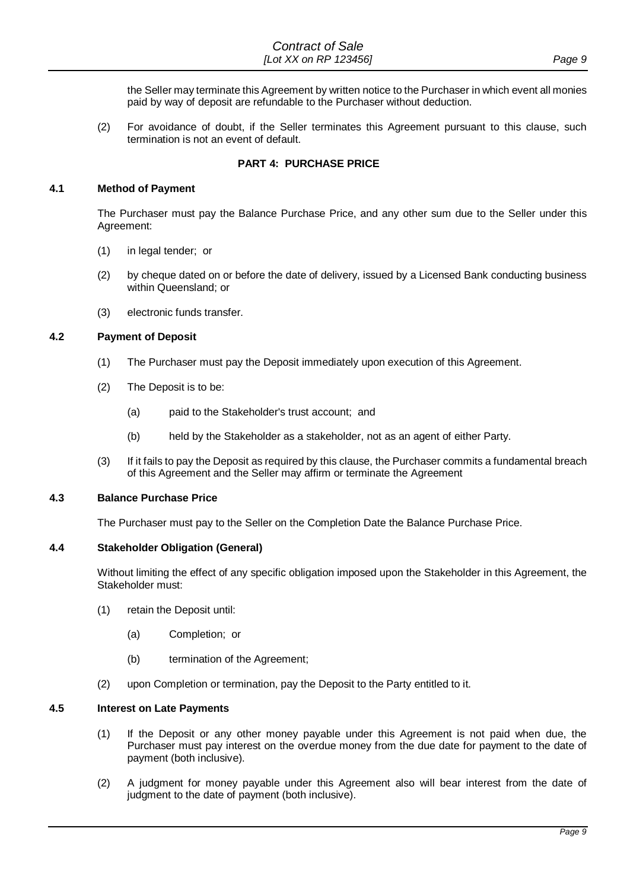the Seller may terminate this Agreement by written notice to the Purchaser in which event all monies paid by way of deposit are refundable to the Purchaser without deduction.

(2) For avoidance of doubt, if the Seller terminates this Agreement pursuant to this clause, such termination is not an event of default.

## PART 4: PURCHASE PRICE

### 4.1 Method of Payment

The Purchaser must pay the Balance Purchase Price, and any other sum due to the Seller under this Agreement:

(1) in legal tender; or

(2) by cheque dated on or before the date of delivery, issued by a Licensed Bank conducting business within Queensland; or

(3) electronic funds transfer.

### 4.2 Payment of Deposit

(1) The Purchaser must pay the Deposit immediately upon execution of this Agreement.

(2) The Deposit is to be:

(a) paid to the Stakeholder's trust account; and

(b) held by the Stakeholder as a stakeholder, not as an agent of either Party.

(3) If it fails to pay the Deposit as required by this clause, the Purchaser commits a fundamental breach of this Agreement and the Seller may affirm or terminate the Agreement

### 4.3 Balance Purchase Price

The Purchaser must pay to the Seller on the Completion Date the Balance Purchase Price.

### 4.4 Stakeholder Obligation (General)

Without limiting the effect of any specific obligation imposed upon the Stakeholder in this Agreement, the Stakeholder must:

(1) retain the Deposit until:

(a) Completion; or

(b) termination of the Agreement;

(2) upon Completion or termination, pay the Deposit to the Party entitled to it.

### 4.5 Interest on Late Payments

(1) If the Deposit or any other money payable under this Agreement is not paid when due, the Purchaser must pay interest on the overdue money from the due date for payment to the date of payment (both inclusive).

(2) A judgment for money payable under this Agreement also will bear interest from the date of judgment to the date of payment (both inclusive).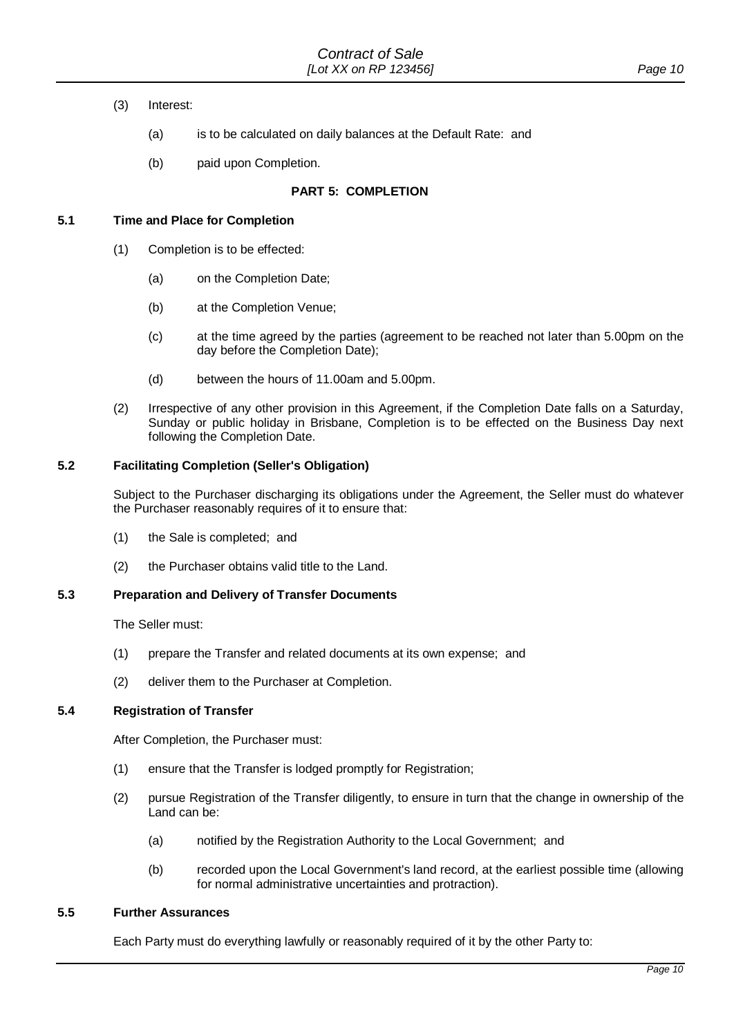(3) Interest:

  (a) is to be calculated on daily balances at the Default Rate: and

  (b) paid upon Completion.

## PART 5: COMPLETION

### 5.1 Time and Place for Completion

(1) Completion is to be effected:

  (a) on the Completion Date;

  (b) at the Completion Venue;

  (c) at the time agreed by the parties (agreement to be reached not later than 5.00pm on the day before the Completion Date);

  (d) between the hours of 11.00am and 5.00pm.

(2) Irrespective of any other provision in this Agreement, if the Completion Date falls on a Saturday, Sunday or public holiday in Brisbane, Completion is to be effected on the Business Day next following the Completion Date.

### 5.2 Facilitating Completion (Seller's Obligation)

Subject to the Purchaser discharging its obligations under the Agreement, the Seller must do whatever the Purchaser reasonably requires of it to ensure that:

(1) the Sale is completed; and

(2) the Purchaser obtains valid title to the Land.

### 5.3 Preparation and Delivery of Transfer Documents

The Seller must:

(1) prepare the Transfer and related documents at its own expense; and

(2) deliver them to the Purchaser at Completion.

### 5.4 Registration of Transfer

After Completion, the Purchaser must:

(1) ensure that the Transfer is lodged promptly for Registration;

(2) pursue Registration of the Transfer diligently, to ensure in turn that the change in ownership of the Land can be:

  (a) notified by the Registration Authority to the Local Government; and

  (b) recorded upon the Local Government's land record, at the earliest possible time (allowing for normal administrative uncertainties and protraction).

### 5.5 Further Assurances

Each Party must do everything lawfully or reasonably required of it by the other Party to: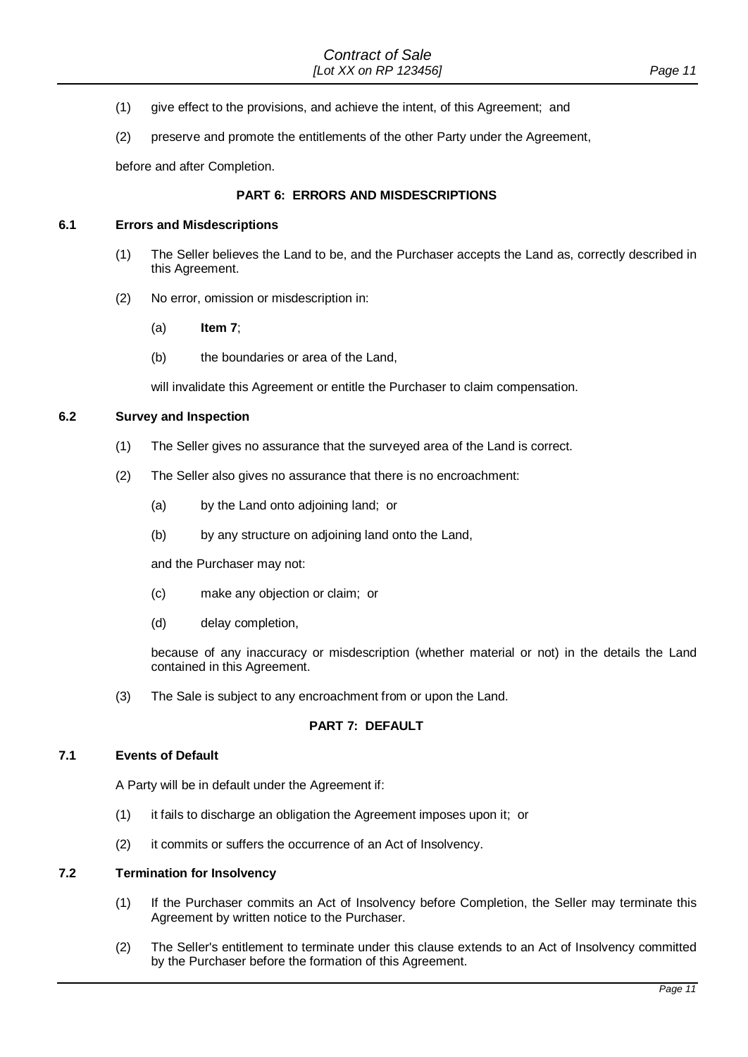(1) give effect to the provisions, and achieve the intent, of this Agreement; and

(2) preserve and promote the entitlements of the other Party under the Agreement,

before and after Completion.

## PART 6: ERRORS AND MISDESCRIPTIONS

### 6.1 Errors and Misdescriptions

(1) The Seller believes the Land to be, and the Purchaser accepts the Land as, correctly described in this Agreement.

(2) No error, omission or misdescription in:

  (a) **Item 7**;

  (b) the boundaries or area of the Land,

  will invalidate this Agreement or entitle the Purchaser to claim compensation.

### 6.2 Survey and Inspection

(1) The Seller gives no assurance that the surveyed area of the Land is correct.

(2) The Seller also gives no assurance that there is no encroachment:

  (a) by the Land onto adjoining land; or

  (b) by any structure on adjoining land onto the Land,

  and the Purchaser may not:

  (c) make any objection or claim; or

  (d) delay completion,

  because of any inaccuracy or misdescription (whether material or not) in the details the Land contained in this Agreement.

(3) The Sale is subject to any encroachment from or upon the Land.

## PART 7: DEFAULT

### 7.1 Events of Default

A Party will be in default under the Agreement if:

(1) it fails to discharge an obligation the Agreement imposes upon it; or

(2) it commits or suffers the occurrence of an Act of Insolvency.

### 7.2 Termination for Insolvency

(1) If the Purchaser commits an Act of Insolvency before Completion, the Seller may terminate this Agreement by written notice to the Purchaser.

(2) The Seller's entitlement to terminate under this clause extends to an Act of Insolvency committed by the Purchaser before the formation of this Agreement.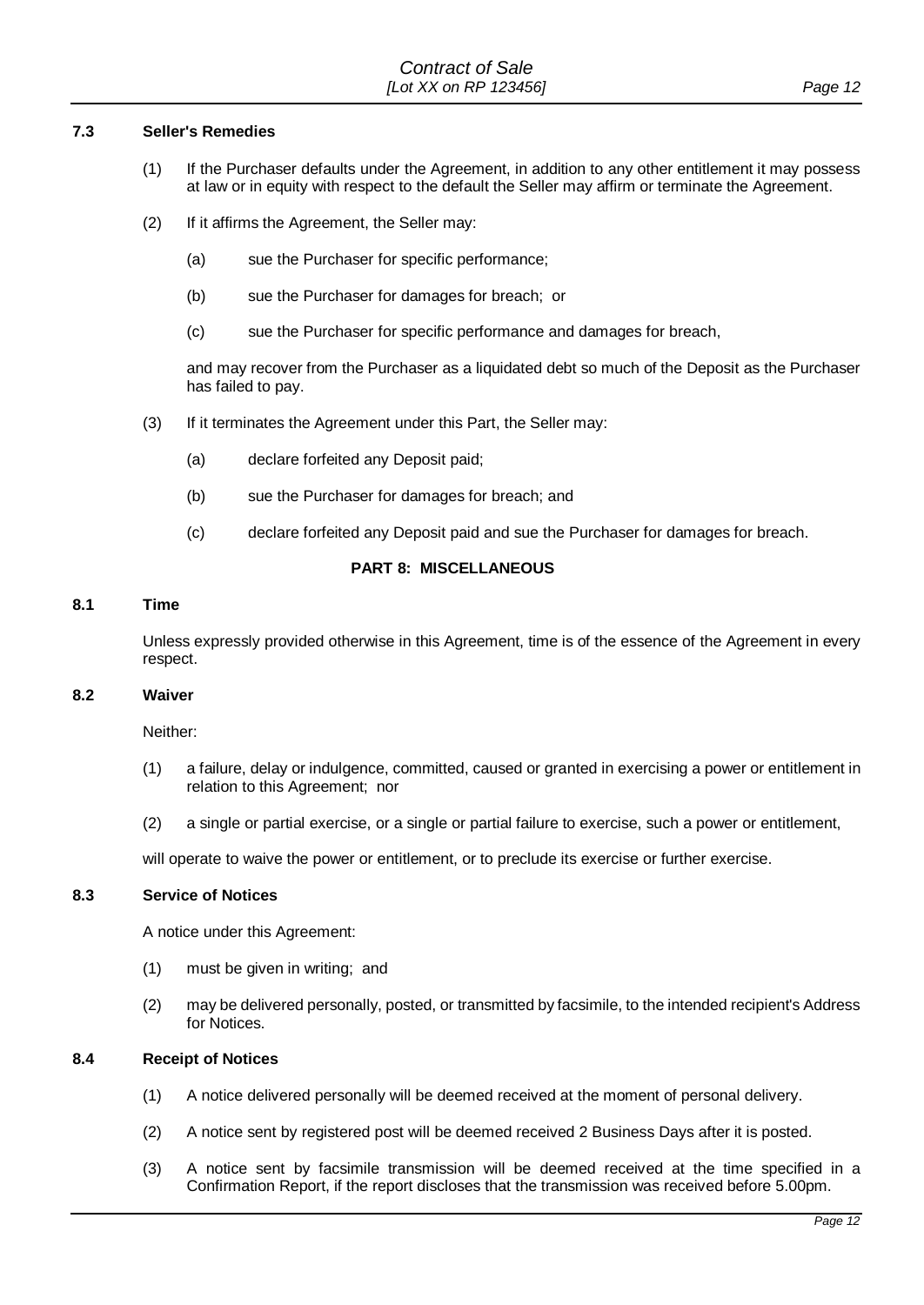### 7.3 Seller's Remedies

(1) If the Purchaser defaults under the Agreement, in addition to any other entitlement it may possess at law or in equity with respect to the default the Seller may affirm or terminate the Agreement.

(2) If it affirms the Agreement, the Seller may:

(a) sue the Purchaser for specific performance;

(b) sue the Purchaser for damages for breach; or

(c) sue the Purchaser for specific performance and damages for breach,

and may recover from the Purchaser as a liquidated debt so much of the Deposit as the Purchaser has failed to pay.

(3) If it terminates the Agreement under this Part, the Seller may:

(a) declare forfeited any Deposit paid;

(b) sue the Purchaser for damages for breach; and

(c) declare forfeited any Deposit paid and sue the Purchaser for damages for breach.

## PART 8: MISCELLANEOUS

### 8.1 Time

Unless expressly provided otherwise in this Agreement, time is of the essence of the Agreement in every respect.

### 8.2 Waiver

Neither:

(1) a failure, delay or indulgence, committed, caused or granted in exercising a power or entitlement in relation to this Agreement; nor

(2) a single or partial exercise, or a single or partial failure to exercise, such a power or entitlement,

will operate to waive the power or entitlement, or to preclude its exercise or further exercise.

### 8.3 Service of Notices

A notice under this Agreement:

(1) must be given in writing; and

(2) may be delivered personally, posted, or transmitted by facsimile, to the intended recipient's Address for Notices.

### 8.4 Receipt of Notices

(1) A notice delivered personally will be deemed received at the moment of personal delivery.

(2) A notice sent by registered post will be deemed received 2 Business Days after it is posted.

(3) A notice sent by facsimile transmission will be deemed received at the time specified in a Confirmation Report, if the report discloses that the transmission was received before 5.00pm.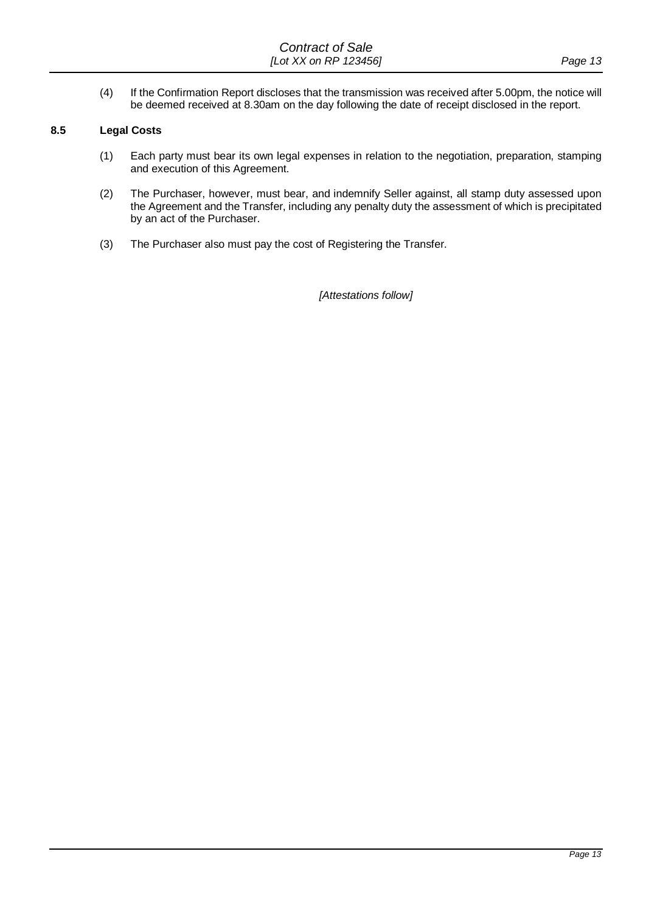(4) If the Confirmation Report discloses that the transmission was received after 5.00pm, the notice will be deemed received at 8.30am on the day following the date of receipt disclosed in the report.

### 8.5 Legal Costs

(1) Each party must bear its own legal expenses in relation to the negotiation, preparation, stamping and execution of this Agreement.

(2) The Purchaser, however, must bear, and indemnify Seller against, all stamp duty assessed upon the Agreement and the Transfer, including any penalty duty the assessment of which is precipitated by an act of the Purchaser.

(3) The Purchaser also must pay the cost of Registering the Transfer.

*[Attestations follow]*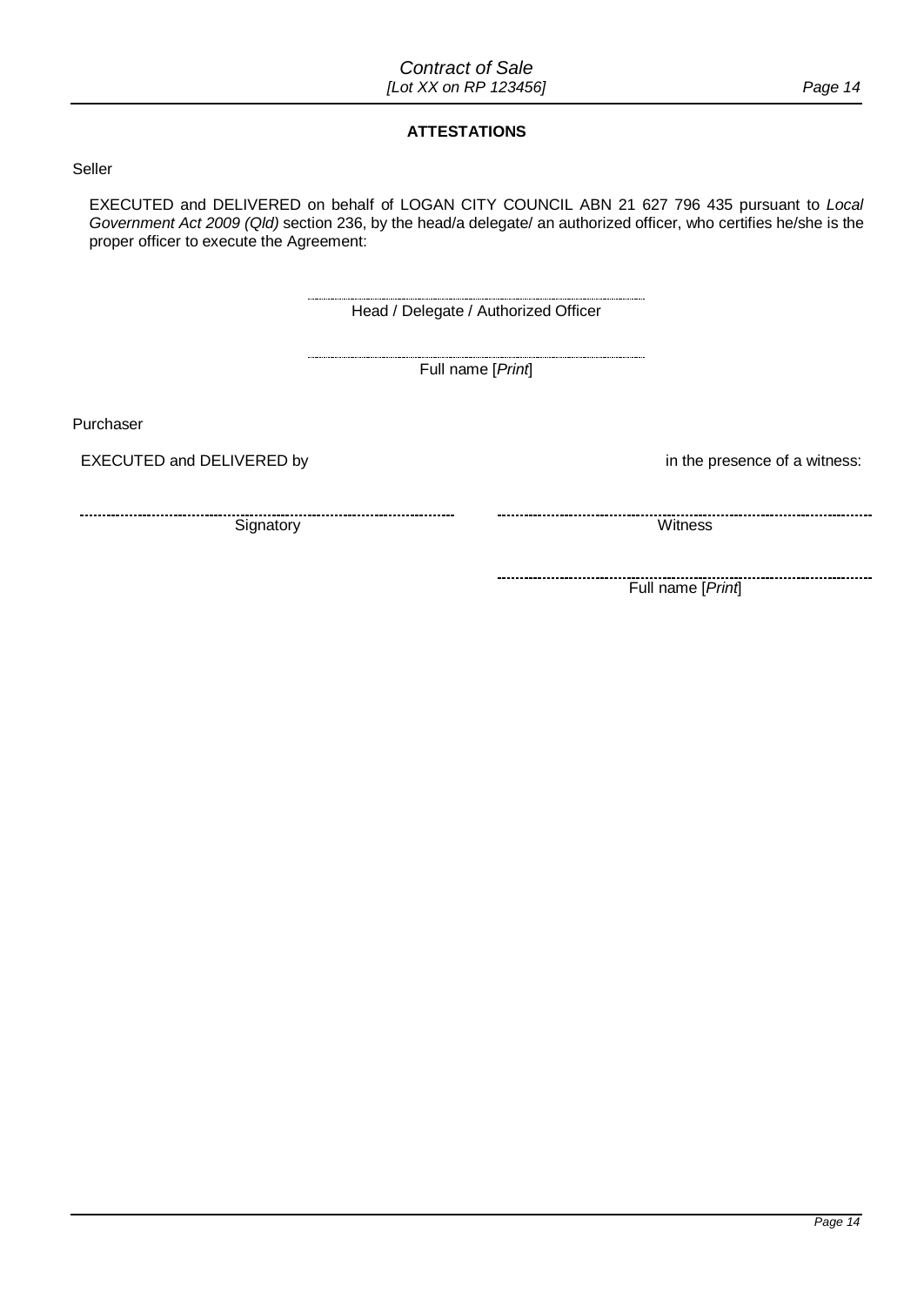## ATTESTATIONS

Seller

EXECUTED and DELIVERED on behalf of LOGAN CITY COUNCIL ABN 21 627 796 435 pursuant to *Local Government Act 2009 (Qld)* section 236, by the head/a delegate/ an authorized officer, who certifies he/she is the proper officer to execute the Agreement:

..............................................................................
Head / Delegate / Authorized Officer

..............................................................................
Full name [*Print*]

Purchaser

EXECUTED and DELIVERED by                                                                                    in the presence of a witness:

| .............................................................................. | .............................................................................. |
|---|---|
| Signatory | Witness |
| | .............................................................................. |
| | Full name [*Print*] |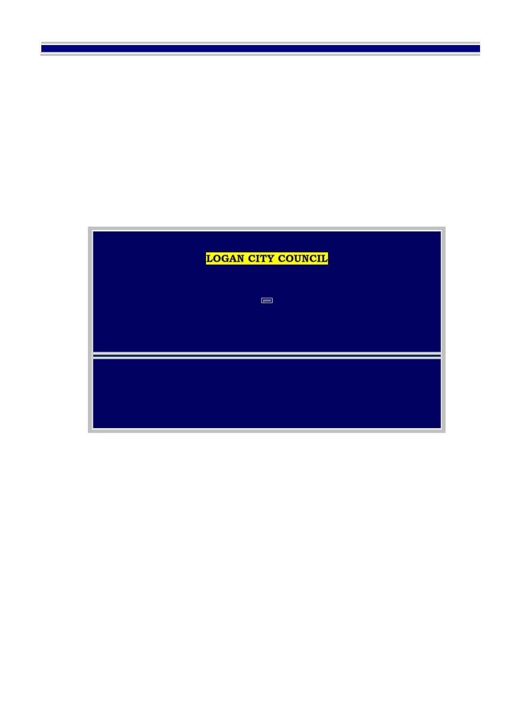LOGAN CITY COUNCIL